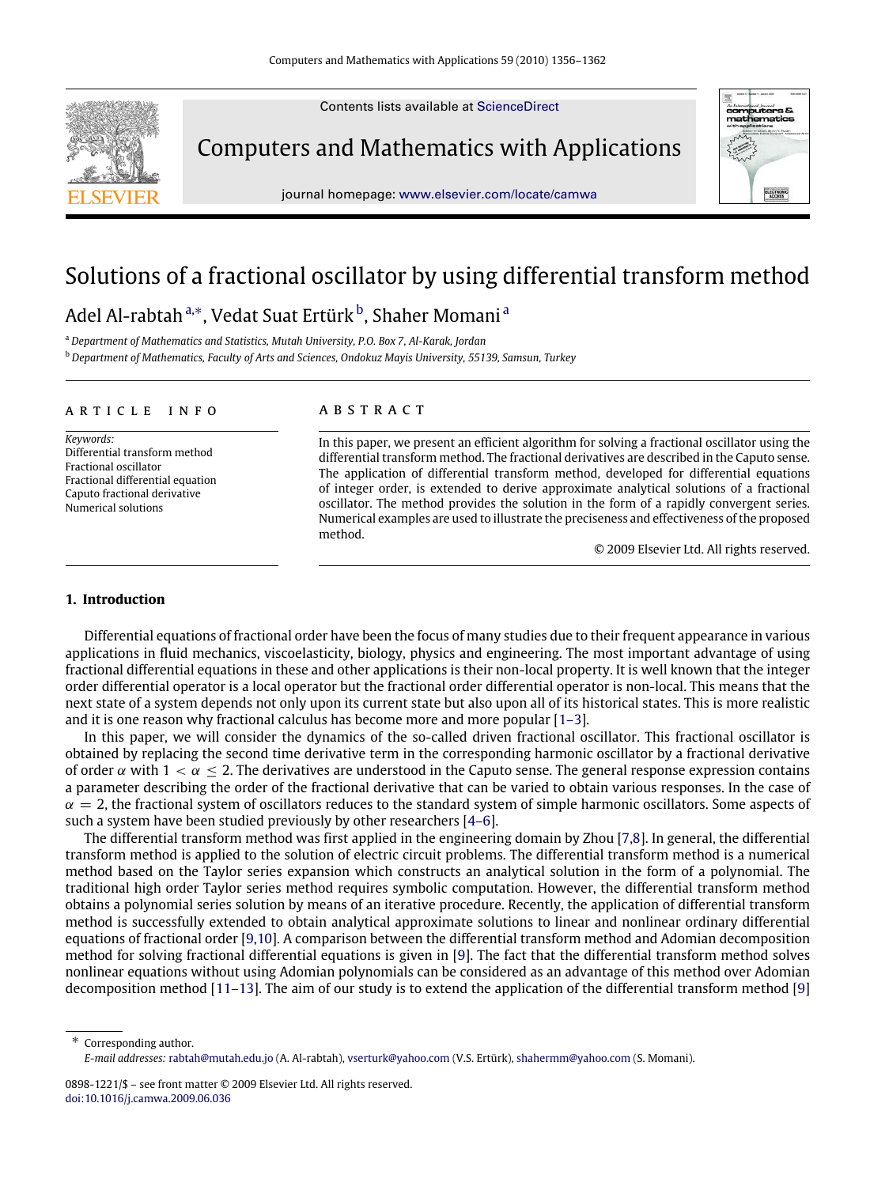Contents lists available at ScienceDirect

Computers and Mathematics with Applications

journal homepage: www.elsevier.com/locate/camwa

# Solutions of a fractional oscillator by using differential transform method

Adel Al-rabtah [a,*], Vedat Suat Ertürk [b], Shaher Momani [a]

[a] Department of Mathematics and Statistics, Mutah University, P.O. Box 7, Al-Karak, Jordan

[b] Department of Mathematics, Faculty of Arts and Sciences, Ondokuz Mayis University, 55139, Samsun, Turkey

ARTICLE INFO

*Keywords:*
Differential transform method
Fractional oscillator
Fractional differential equation
Caputo fractional derivative
Numerical solutions

ABSTRACT

In this paper, we present an efficient algorithm for solving a fractional oscillator using the differential transform method. The fractional derivatives are described in the Caputo sense. The application of differential transform method, developed for differential equations of integer order, is extended to derive approximate analytical solutions of a fractional oscillator. The method provides the solution in the form of a rapidly convergent series. Numerical examples are used to illustrate the preciseness and effectiveness of the proposed method.

© 2009 Elsevier Ltd. All rights reserved.

## 1. Introduction

Differential equations of fractional order have been the focus of many studies due to their frequent appearance in various applications in fluid mechanics, viscoelasticity, biology, physics and engineering. The most important advantage of using fractional differential equations in these and other applications is their non-local property. It is well known that the integer order differential operator is a local operator but the fractional order differential operator is non-local. This means that the next state of a system depends not only upon its current state but also upon all of its historical states. This is more realistic and it is one reason why fractional calculus has become more and more popular [1–3].

In this paper, we will consider the dynamics of the so-called driven fractional oscillator. This fractional oscillator is obtained by replacing the second time derivative term in the corresponding harmonic oscillator by a fractional derivative of order $\alpha$ with $1 < \alpha \leq 2$. The derivatives are understood in the Caputo sense. The general response expression contains a parameter describing the order of the fractional derivative that can be varied to obtain various responses. In the case of $\alpha = 2$, the fractional system of oscillators reduces to the standard system of simple harmonic oscillators. Some aspects of such a system have been studied previously by other researchers [4–6].

The differential transform method was first applied in the engineering domain by Zhou [7,8]. In general, the differential transform method is applied to the solution of electric circuit problems. The differential transform method is a numerical method based on the Taylor series expansion which constructs an analytical solution in the form of a polynomial. The traditional high order Taylor series method requires symbolic computation. However, the differential transform method obtains a polynomial series solution by means of an iterative procedure. Recently, the application of differential transform method is successfully extended to obtain analytical approximate solutions to linear and nonlinear ordinary differential equations of fractional order [9,10]. A comparison between the differential transform method and Adomian decomposition method for solving fractional differential equations is given in [9]. The fact that the differential transform method solves nonlinear equations without using Adomian polynomials can be considered as an advantage of this method over Adomian decomposition method [11–13]. The aim of our study is to extend the application of the differential transform method [9]

\* Corresponding author.
*E-mail addresses:* rabtah@mutah.edu.jo (A. Al-rabtah), vserturk@yahoo.com (V.S. Ertürk), shahermm@yahoo.com (S. Momani).

0898-1221/$ – see front matter © 2009 Elsevier Ltd. All rights reserved.
doi:10.1016/j.camwa.2009.06.036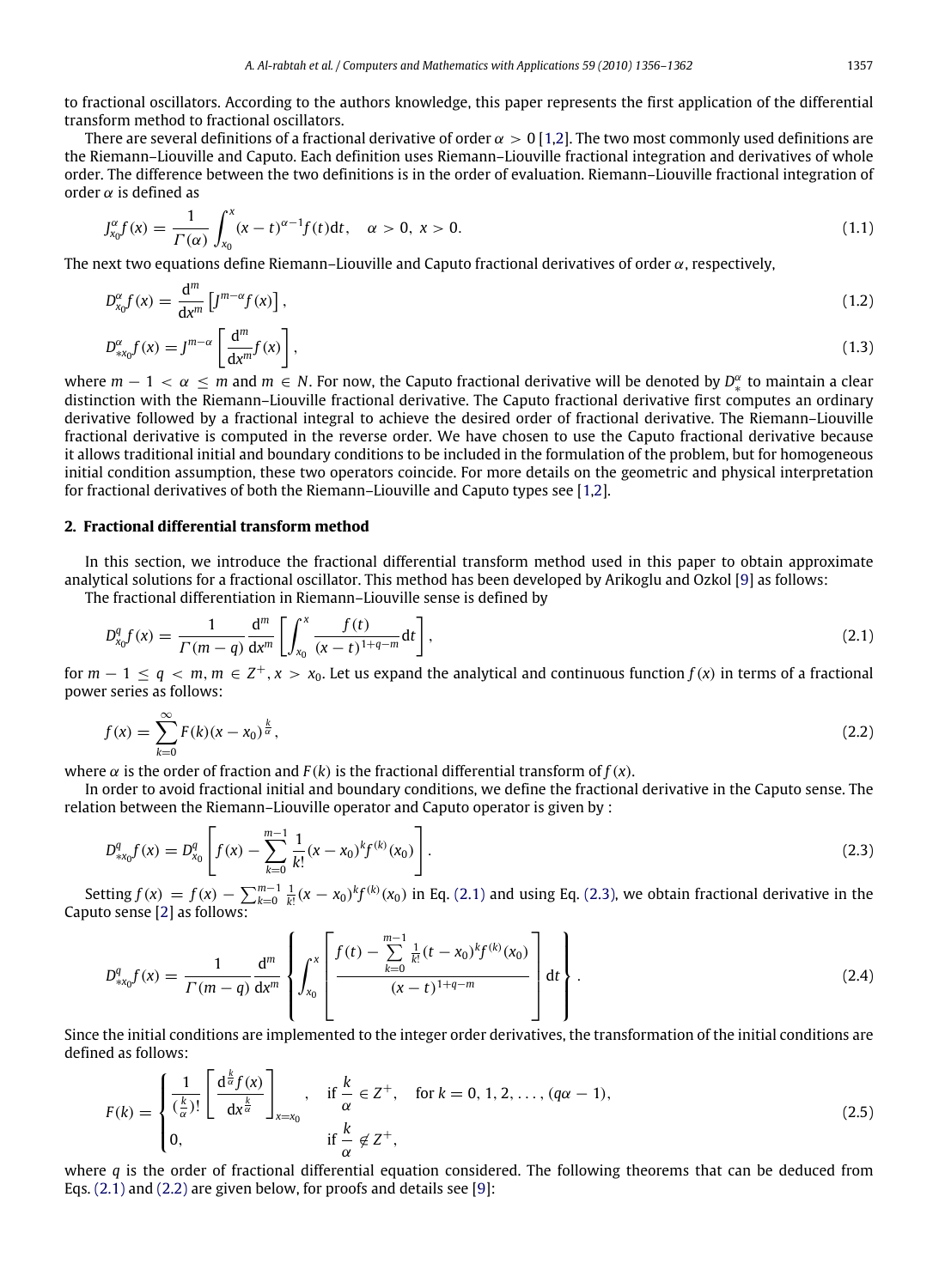to fractional oscillators. According to the authors knowledge, this paper represents the first application of the differential transform method to fractional oscillators.

There are several definitions of a fractional derivative of order $\alpha > 0$ [1,2]. The two most commonly used definitions are the Riemann–Liouville and Caputo. Each definition uses Riemann–Liouville fractional integration and derivatives of whole order. The difference between the two definitions is in the order of evaluation. Riemann–Liouville fractional integration of order $\alpha$ is defined as

$$J_{x_0}^{\alpha} f(x) = \frac{1}{\Gamma(\alpha)} \int_{x_0}^{x} (x-t)^{\alpha-1} f(t)\mathrm{d}t, \quad \alpha > 0,\ x > 0. \tag{1.1}$$

The next two equations define Riemann–Liouville and Caputo fractional derivatives of order $\alpha$, respectively,

$$D_{x_0}^{\alpha} f(x) = \frac{\mathrm{d}^m}{\mathrm{d}x^m}\left[J^{m-\alpha} f(x)\right], \tag{1.2}$$

$$D_{*x_0}^{\alpha} f(x) = J^{m-\alpha}\left[\frac{\mathrm{d}^m}{\mathrm{d}x^m} f(x)\right], \tag{1.3}$$

where $m-1 < \alpha \leq m$ and $m \in N$. For now, the Caputo fractional derivative will be denoted by $D_{*}^{\alpha}$ to maintain a clear distinction with the Riemann–Liouville fractional derivative. The Caputo fractional derivative first computes an ordinary derivative followed by a fractional integral to achieve the desired order of fractional derivative. The Riemann–Liouville fractional derivative is computed in the reverse order. We have chosen to use the Caputo fractional derivative because it allows traditional initial and boundary conditions to be included in the formulation of the problem, but for homogeneous initial condition assumption, these two operators coincide. For more details on the geometric and physical interpretation for fractional derivatives of both the Riemann–Liouville and Caputo types see [1,2].

## 2. Fractional differential transform method

In this section, we introduce the fractional differential transform method used in this paper to obtain approximate analytical solutions for a fractional oscillator. This method has been developed by Arikoglu and Ozkol [9] as follows:

The fractional differentiation in Riemann–Liouville sense is defined by

$$D_{x_0}^{q} f(x) = \frac{1}{\Gamma(m-q)} \frac{\mathrm{d}^m}{\mathrm{d}x^m}\left[\int_{x_0}^{x} \frac{f(t)}{(x-t)^{1+q-m}}\mathrm{d}t\right], \tag{2.1}$$

for $m-1 \leq q < m$, $m \in Z^{+}$, $x > x_0$. Let us expand the analytical and continuous function $f(x)$ in terms of a fractional power series as follows:

$$f(x) = \sum_{k=0}^{\infty} F(k)(x-x_0)^{\frac{k}{\alpha}}, \tag{2.2}$$

where $\alpha$ is the order of fraction and $F(k)$ is the fractional differential transform of $f(x)$.

In order to avoid fractional initial and boundary conditions, we define the fractional derivative in the Caputo sense. The relation between the Riemann–Liouville operator and Caputo operator is given by :

$$D_{*x_0}^{q} f(x) = D_{x_0}^{q}\left[f(x) - \sum_{k=0}^{m-1} \frac{1}{k!}(x-x_0)^k f^{(k)}(x_0)\right]. \tag{2.3}$$

Setting $f(x) = f(x) - \sum_{k=0}^{m-1} \frac{1}{k!}(x-x_0)^k f^{(k)}(x_0)$ in Eq. (2.1) and using Eq. (2.3), we obtain fractional derivative in the Caputo sense [2] as follows:

$$D_{*x_0}^{q} f(x) = \frac{1}{\Gamma(m-q)} \frac{\mathrm{d}^m}{\mathrm{d}x^m}\left\{\int_{x_0}^{x}\left[\frac{f(t) - \sum_{k=0}^{m-1} \frac{1}{k!}(t-x_0)^k f^{(k)}(x_0)}{(x-t)^{1+q-m}}\right]\mathrm{d}t\right\}. \tag{2.4}$$

Since the initial conditions are implemented to the integer order derivatives, the transformation of the initial conditions are defined as follows:

$$F(k) = \begin{cases} \dfrac{1}{(\frac{k}{\alpha})!}\left[\dfrac{\mathrm{d}^{\frac{k}{\alpha}} f(x)}{\mathrm{d}x^{\frac{k}{\alpha}}}\right]_{x=x_0}, & \text{if } \dfrac{k}{\alpha} \in Z^{+}, \quad \text{for } k = 0, 1, 2, \ldots, (q\alpha - 1), \\ 0, & \text{if } \dfrac{k}{\alpha} \notin Z^{+}, \end{cases} \tag{2.5}$$

where $q$ is the order of fractional differential equation considered. The following theorems that can be deduced from Eqs. (2.1) and (2.2) are given below, for proofs and details see [9]: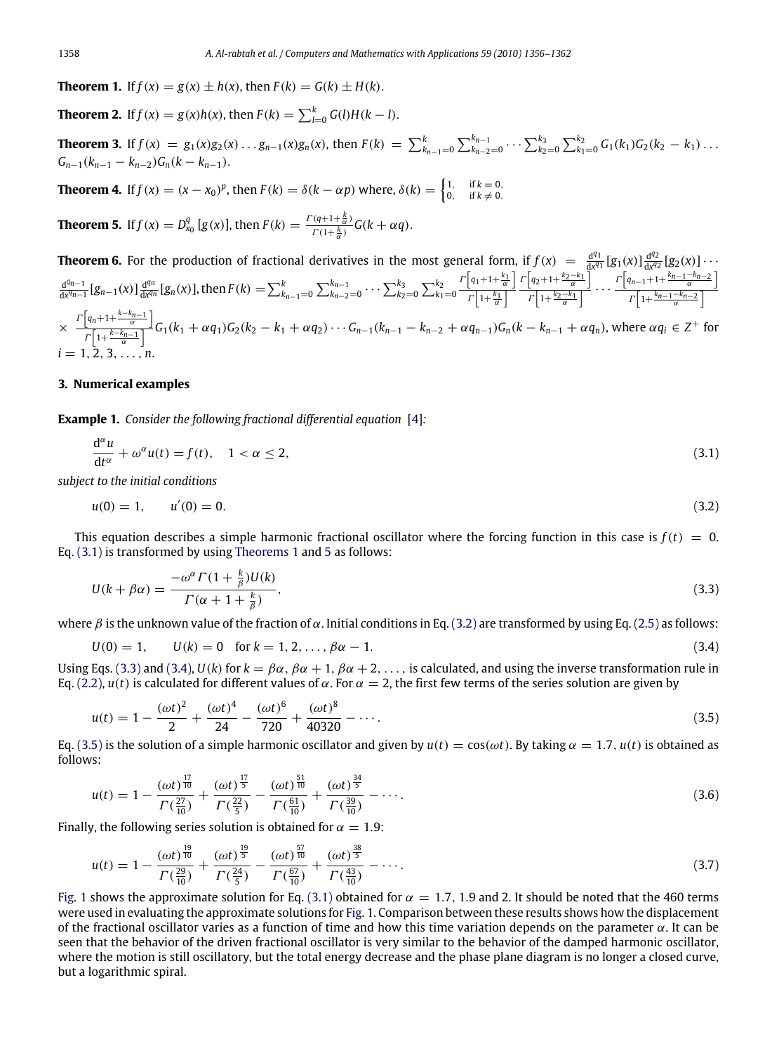**Theorem 1.** If $f(x) = g(x) \pm h(x)$, then $F(k) = G(k) \pm H(k)$.

**Theorem 2.** If $f(x) = g(x)h(x)$, then $F(k) = \sum_{l=0}^{k} G(l)H(k-l)$.

**Theorem 3.** If $f(x) = g_1(x)g_2(x)\dots g_{n-1}(x)g_n(x)$, then $F(k) = \sum_{k_{n-1}=0}^{k}\sum_{k_{n-2}=0}^{k_{n-1}}\cdots\sum_{k_2=0}^{k_3}\sum_{k_1=0}^{k_2} G_1(k_1)G_2(k_2-k_1)\dots G_{n-1}(k_{n-1}-k_{n-2})G_n(k-k_{n-1})$.

**Theorem 4.** If $f(x) = (x-x_0)^p$, then $F(k) = \delta(k-\alpha p)$ where, $\delta(k) = \begin{cases} 1, & \text{if } k = 0, \\ 0, & \text{if } k \neq 0. \end{cases}$

**Theorem 5.** If $f(x) = D_{x_0}^{q}[g(x)]$, then $F(k) = \frac{\Gamma(q+1+\frac{k}{\alpha})}{\Gamma(1+\frac{k}{\alpha})}G(k+\alpha q)$.

**Theorem 6.** For the production of fractional derivatives in the most general form, if $f(x) = \frac{\mathrm{d}^{q_1}}{\mathrm{d}x^{q_1}}[g_1(x)]\frac{\mathrm{d}^{q_2}}{\mathrm{d}x^{q_2}}[g_2(x)]\cdots\frac{\mathrm{d}^{q_{n-1}}}{\mathrm{d}x^{q_{n-1}}}[g_{n-1}(x)]\frac{\mathrm{d}^{q_n}}{\mathrm{d}x^{q_n}}[g_n(x)]$, then $F(k) = \sum_{k_{n-1}=0}^{k}\sum_{k_{n-2}=0}^{k_{n-1}}\cdots\sum_{k_2=0}^{k_3}\sum_{k_1=0}^{k_2}\frac{\Gamma\left[q_1+1+\frac{k_1}{\alpha}\right]}{\Gamma\left[1+\frac{k_1}{\alpha}\right]}\frac{\Gamma\left[q_2+1+\frac{k_2-k_1}{\alpha}\right]}{\Gamma\left[1+\frac{k_2-k_1}{\alpha}\right]}\cdots\frac{\Gamma\left[q_{n-1}+1+\frac{k_{n-1}-k_{n-2}}{\alpha}\right]}{\Gamma\left[1+\frac{k_{n-1}-k_{n-2}}{\alpha}\right]}$ $\times\ \frac{\Gamma\left[q_n+1+\frac{k-k_{n-1}}{\alpha}\right]}{\Gamma\left[1+\frac{k-k_{n-1}}{\alpha}\right]}G_1(k_1+\alpha q_1)G_2(k_2-k_1+\alpha q_2)\cdots G_{n-1}(k_{n-1}-k_{n-2}+\alpha q_{n-1})G_n(k-k_{n-1}+\alpha q_n)$, where $\alpha q_i \in Z^+$ for $i = 1, 2, 3, \dots, n$.

## 3. Numerical examples

**Example 1.** *Consider the following fractional differential equation* [4]*:*

$$\frac{\mathrm{d}^{\alpha}u}{\mathrm{d}t^{\alpha}} + \omega^{\alpha}u(t) = f(t), \quad 1 < \alpha \leq 2, \tag{3.1}$$

*subject to the initial conditions*

$$u(0) = 1, \qquad u'(0) = 0. \tag{3.2}$$

This equation describes a simple harmonic fractional oscillator where the forcing function in this case is $f(t) = 0$. Eq. (3.1) is transformed by using Theorems 1 and 5 as follows:

$$U(k+\beta\alpha) = \frac{-\omega^{\alpha}\Gamma(1+\frac{k}{\beta})U(k)}{\Gamma(\alpha+1+\frac{k}{\beta})}, \tag{3.3}$$

where $\beta$ is the unknown value of the fraction of $\alpha$. Initial conditions in Eq. (3.2) are transformed by using Eq. (2.5) as follows:

$$U(0) = 1, \qquad U(k) = 0 \quad \text{for } k = 1, 2, \dots, \beta\alpha - 1. \tag{3.4}$$

Using Eqs. (3.3) and (3.4), $U(k)$ for $k = \beta\alpha, \beta\alpha+1, \beta\alpha+2, \dots$, is calculated, and using the inverse transformation rule in Eq. (2.2), $u(t)$ is calculated for different values of $\alpha$. For $\alpha = 2$, the first few terms of the series solution are given by

$$u(t) = 1 - \frac{(\omega t)^2}{2} + \frac{(\omega t)^4}{24} - \frac{(\omega t)^6}{720} + \frac{(\omega t)^8}{40320} - \cdots. \tag{3.5}$$

Eq. (3.5) is the solution of a simple harmonic oscillator and given by $u(t) = \cos(\omega t)$. By taking $\alpha = 1.7$, $u(t)$ is obtained as follows:

$$u(t) = 1 - \frac{(\omega t)^{\frac{17}{10}}}{\Gamma(\frac{27}{10})} + \frac{(\omega t)^{\frac{17}{5}}}{\Gamma(\frac{22}{5})} - \frac{(\omega t)^{\frac{51}{10}}}{\Gamma(\frac{61}{10})} + \frac{(\omega t)^{\frac{34}{5}}}{\Gamma(\frac{39}{5})} - \cdots. \tag{3.6}$$

Finally, the following series solution is obtained for $\alpha = 1.9$:

$$u(t) = 1 - \frac{(\omega t)^{\frac{19}{10}}}{\Gamma(\frac{29}{10})} + \frac{(\omega t)^{\frac{19}{5}}}{\Gamma(\frac{24}{5})} - \frac{(\omega t)^{\frac{57}{10}}}{\Gamma(\frac{67}{10})} + \frac{(\omega t)^{\frac{38}{5}}}{\Gamma(\frac{43}{5})} - \cdots. \tag{3.7}$$

Fig. 1 shows the approximate solution for Eq. (3.1) obtained for $\alpha = 1.7$, 1.9 and 2. It should be noted that the 460 terms were used in evaluating the approximate solutions for Fig. 1. Comparison between these results shows how the displacement of the fractional oscillator varies as a function of time and how this time variation depends on the parameter $\alpha$. It can be seen that the behavior of the driven fractional oscillator is very similar to the behavior of the damped harmonic oscillator, where the motion is still oscillatory, but the total energy decrease and the phase plane diagram is no longer a closed curve, but a logarithmic spiral.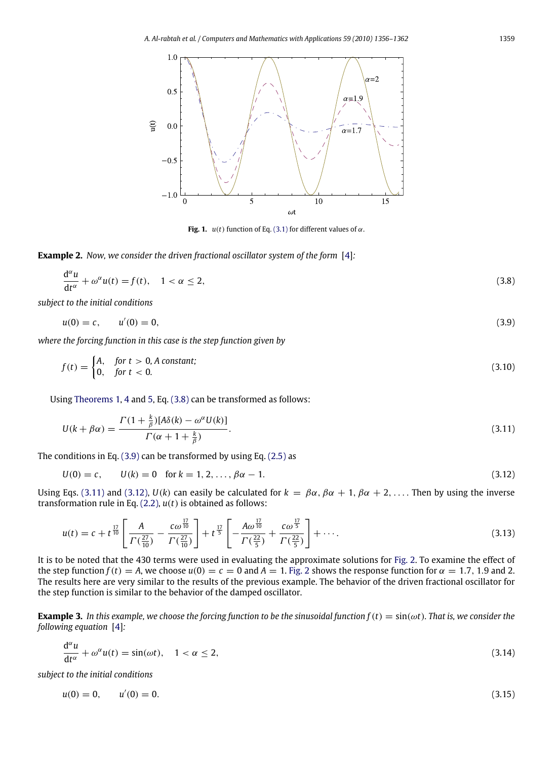**Fig. 1.** $u(t)$ function of Eq. (3.1) for different values of $\alpha$.

**Example 2.** *Now, we consider the driven fractional oscillator system of the form* [4]*:*

$$\frac{\mathrm{d}^\alpha u}{\mathrm{d}t^\alpha} + \omega^\alpha u(t) = f(t), \quad 1 < \alpha \le 2, \tag{3.8}$$

*subject to the initial conditions*

$$u(0) = c, \qquad u'(0) = 0, \tag{3.9}$$

*where the forcing function in this case is the step function given by*

$$f(t) = \begin{cases} A, & \text{for } t > 0, A \text{ constant;} \\ 0, & \text{for } t < 0. \end{cases} \tag{3.10}$$

Using Theorems 1, 4 and 5, Eq. (3.8) can be transformed as follows:

$$U(k + \beta\alpha) = \frac{\Gamma(1 + \frac{k}{\beta})[A\delta(k) - \omega^\alpha U(k)]}{\Gamma(\alpha + 1 + \frac{k}{\beta})}. \tag{3.11}$$

The conditions in Eq. (3.9) can be transformed by using Eq. (2.5) as

$$U(0) = c, \qquad U(k) = 0 \quad \text{for } k = 1, 2, \ldots, \beta\alpha - 1. \tag{3.12}$$

Using Eqs. (3.11) and (3.12), $U(k)$ can easily be calculated for $k = \beta\alpha, \beta\alpha + 1, \beta\alpha + 2, \ldots$. Then by using the inverse transformation rule in Eq. (2.2), $u(t)$ is obtained as follows:

$$u(t) = c + t^{\frac{17}{10}}\left[\frac{A}{\Gamma(\frac{27}{10})} - \frac{c\omega^{\frac{17}{10}}}{\Gamma(\frac{27}{10})}\right] + t^{\frac{17}{5}}\left[-\frac{A\omega^{\frac{17}{10}}}{\Gamma(\frac{22}{5})} + \frac{c\omega^{\frac{17}{5}}}{\Gamma(\frac{22}{5})}\right] + \cdots. \tag{3.13}$$

It is to be noted that the 430 terms were used in evaluating the approximate solutions for Fig. 2. To examine the effect of the step function $f(t) = A$, we choose $u(0) = c = 0$ and $A = 1$. Fig. 2 shows the response function for $\alpha = 1.7$, 1.9 and 2. The results here are very similar to the results of the previous example. The behavior of the driven fractional oscillator for the step function is similar to the behavior of the damped oscillator.

**Example 3.** *In this example, we choose the forcing function to be the sinusoidal function $f(t) = \sin(\omega t)$. That is, we consider the following equation* [4]*:*

$$\frac{\mathrm{d}^\alpha u}{\mathrm{d}t^\alpha} + \omega^\alpha u(t) = \sin(\omega t), \quad 1 < \alpha \le 2, \tag{3.14}$$

*subject to the initial conditions*

$$u(0) = 0, \qquad u'(0) = 0. \tag{3.15}$$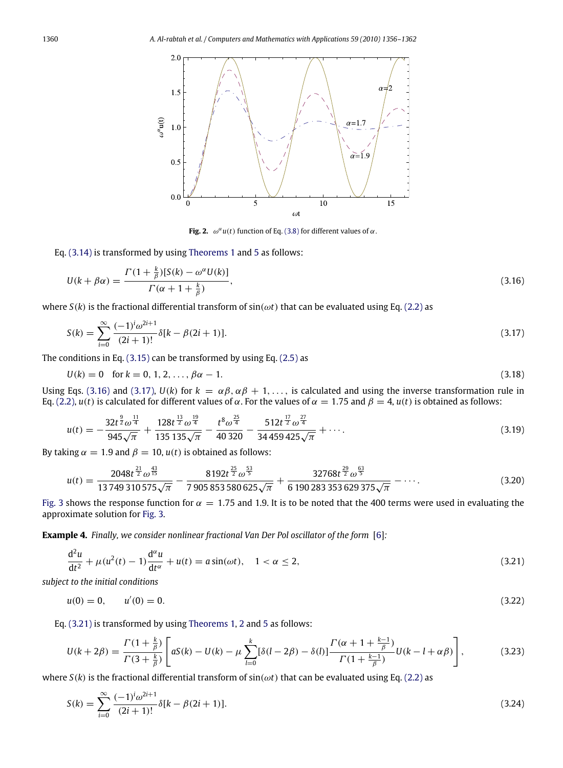**Fig. 2.** $\omega^\alpha u(t)$ function of Eq. (3.8) for different values of $\alpha$.

Eq. (3.14) is transformed by using Theorems 1 and 5 as follows:

$$U(k+\beta\alpha) = \frac{\Gamma(1+\frac{k}{\beta})[S(k) - \omega^\alpha U(k)]}{\Gamma(\alpha+1+\frac{k}{\beta})}, \tag{3.16}$$

where $S(k)$ is the fractional differential transform of $\sin(\omega t)$ that can be evaluated using Eq. (2.2) as

$$S(k) = \sum_{i=0}^{\infty} \frac{(-1)^i \omega^{2i+1}}{(2i+1)!} \delta[k - \beta(2i+1)]. \tag{3.17}$$

The conditions in Eq. (3.15) can be transformed by using Eq. (2.5) as

$$U(k) = 0 \quad \text{for } k = 0, 1, 2, \ldots, \beta\alpha - 1. \tag{3.18}$$

Using Eqs. (3.16) and (3.17), $U(k)$ for $k = \alpha\beta, \alpha\beta + 1, \ldots,$ is calculated and using the inverse transformation rule in Eq. (2.2), $u(t)$ is calculated for different values of $\alpha$. For the values of $\alpha = 1.75$ and $\beta = 4$, $u(t)$ is obtained as follows:

$$u(t) = -\frac{32t^{\frac{9}{2}}\omega^{\frac{11}{4}}}{945\sqrt{\pi}} + \frac{128t^{\frac{13}{2}}\omega^{\frac{19}{4}}}{135\,135\sqrt{\pi}} - \frac{t^8\omega^{\frac{25}{4}}}{40\,320} - \frac{512t^{\frac{17}{2}}\omega^{\frac{27}{4}}}{34\,459\,425\sqrt{\pi}} + \cdots. \tag{3.19}$$

By taking $\alpha = 1.9$ and $\beta = 10$, $u(t)$ is obtained as follows:

$$u(t) = \frac{2048t^{\frac{21}{2}}\omega^{\frac{43}{15}}}{13\,749\,310\,575\sqrt{\pi}} - \frac{8192t^{\frac{25}{2}}\omega^{\frac{53}{5}}}{7\,905\,853\,580\,625\sqrt{\pi}} + \frac{32768t^{\frac{29}{2}}\omega^{\frac{63}{5}}}{6\,190\,283\,353\,629\,375\sqrt{\pi}} - \cdots. \tag{3.20}$$

Fig. 3 shows the response function for $\alpha = 1.75$ and 1.9. It is to be noted that the 400 terms were used in evaluating the approximate solution for Fig. 3.

**Example 4.** *Finally, we consider nonlinear fractional Van Der Pol oscillator of the form* [6]*:*

$$\frac{\mathrm{d}^2 u}{\mathrm{d}t^2} + \mu(u^2(t) - 1)\frac{\mathrm{d}^\alpha u}{\mathrm{d}t^\alpha} + u(t) = a\sin(\omega t), \quad 1 < \alpha \le 2, \tag{3.21}$$

*subject to the initial conditions*

$$u(0) = 0, \qquad u'(0) = 0. \tag{3.22}$$

Eq. (3.21) is transformed by using Theorems 1, 2 and 5 as follows:

$$U(k+2\beta) = \frac{\Gamma(1+\frac{k}{\beta})}{\Gamma(3+\frac{k}{\beta})}\left[aS(k) - U(k) - \mu\sum_{l=0}^{k}[\delta(l-2\beta) - \delta(l)]\frac{\Gamma(\alpha+1+\frac{k-l}{\beta})}{\Gamma(1+\frac{k-l}{\beta})}U(k-l+\alpha\beta)\right], \tag{3.23}$$

where $S(k)$ is the fractional differential transform of $\sin(\omega t)$ that can be evaluated using Eq. (2.2) as

$$S(k) = \sum_{i=0}^{\infty} \frac{(-1)^i \omega^{2i+1}}{(2i+1)!} \delta[k - \beta(2i+1)]. \tag{3.24}$$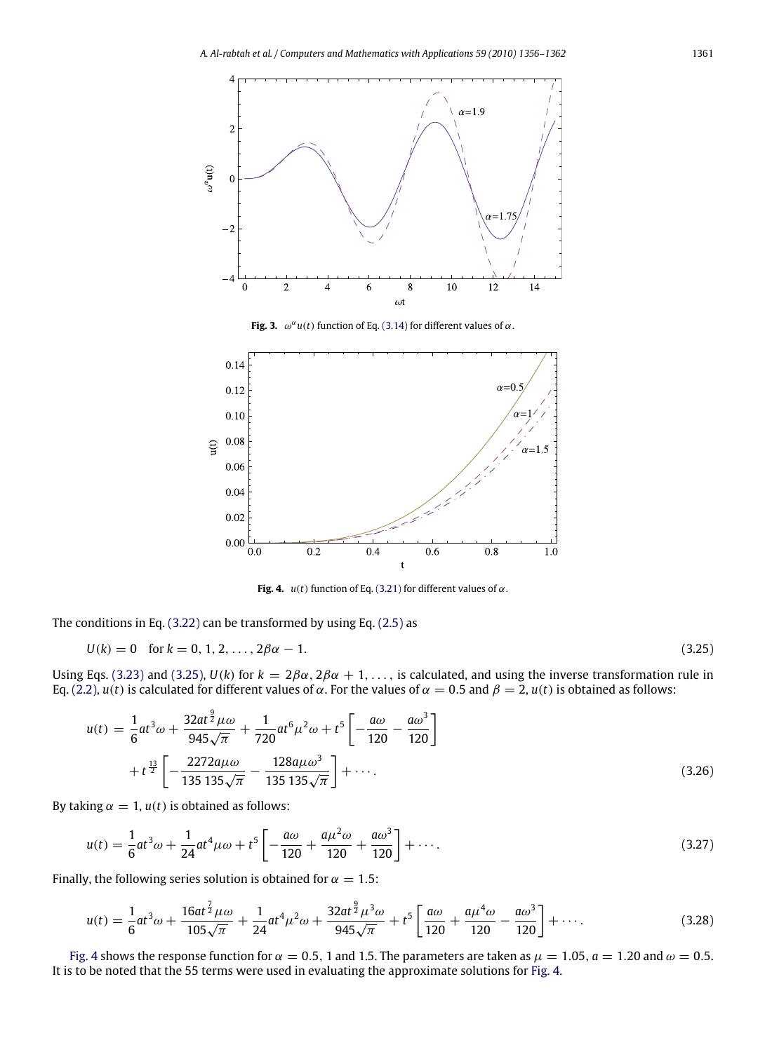Fig. 3. $\omega^{\alpha}u(t)$ function of Eq. (3.14) for different values of $\alpha$.

Fig. 4. $u(t)$ function of Eq. (3.21) for different values of $\alpha$.

The conditions in Eq. (3.22) can be transformed by using Eq. (2.5) as

$$U(k) = 0 \quad \text{for } k = 0, 1, 2, \ldots, 2\beta\alpha - 1. \tag{3.25}$$

Using Eqs. (3.23) and (3.25), $U(k)$ for $k = 2\beta\alpha, 2\beta\alpha + 1, \ldots,$ is calculated, and using the inverse transformation rule in Eq. (2.2), $u(t)$ is calculated for different values of $\alpha$. For the values of $\alpha = 0.5$ and $\beta = 2$, $u(t)$ is obtained as follows:

$$u(t) = \frac{1}{6}at^3\omega + \frac{32at^{\frac{9}{2}}\mu\omega}{945\sqrt{\pi}} + \frac{1}{720}at^6\mu^2\omega + t^5\left[-\frac{a\omega}{120} - \frac{a\omega^3}{120}\right] + t^{\frac{13}{2}}\left[-\frac{2272a\mu\omega}{135\,135\sqrt{\pi}} - \frac{128a\mu\omega^3}{135\,135\sqrt{\pi}}\right] + \cdots. \tag{3.26}$$

By taking $\alpha = 1$, $u(t)$ is obtained as follows:

$$u(t) = \frac{1}{6}at^3\omega + \frac{1}{24}at^4\mu\omega + t^5\left[-\frac{a\omega}{120} + \frac{a\mu^2\omega}{120} + \frac{a\omega^3}{120}\right] + \cdots. \tag{3.27}$$

Finally, the following series solution is obtained for $\alpha = 1.5$:

$$u(t) = \frac{1}{6}at^3\omega + \frac{16at^{\frac{7}{2}}\mu\omega}{105\sqrt{\pi}} + \frac{1}{24}at^4\mu^2\omega + \frac{32at^{\frac{9}{2}}\mu^3\omega}{945\sqrt{\pi}} + t^5\left[\frac{a\omega}{120} + \frac{a\mu^4\omega}{120} - \frac{a\omega^3}{120}\right] + \cdots. \tag{3.28}$$

Fig. 4 shows the response function for $\alpha = 0.5$, 1 and 1.5. The parameters are taken as $\mu = 1.05$, $a = 1.20$ and $\omega = 0.5$. It is to be noted that the 55 terms were used in evaluating the approximate solutions for Fig. 4.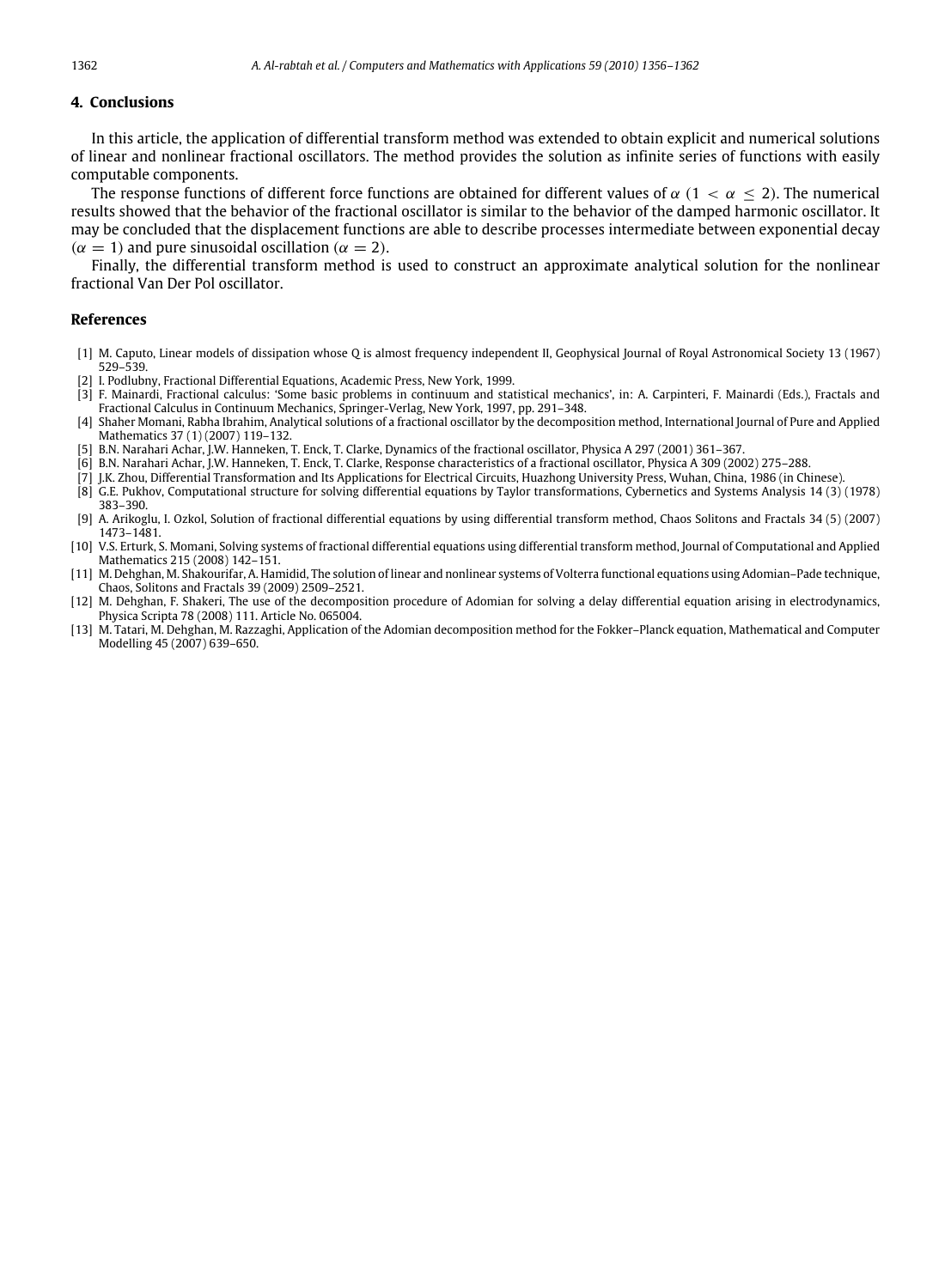## 4. Conclusions

In this article, the application of differential transform method was extended to obtain explicit and numerical solutions of linear and nonlinear fractional oscillators. The method provides the solution as infinite series of functions with easily computable components.

The response functions of different force functions are obtained for different values of $\alpha$ ($1 < \alpha \leq 2$). The numerical results showed that the behavior of the fractional oscillator is similar to the behavior of the damped harmonic oscillator. It may be concluded that the displacement functions are able to describe processes intermediate between exponential decay ($\alpha = 1$) and pure sinusoidal oscillation ($\alpha = 2$).

Finally, the differential transform method is used to construct an approximate analytical solution for the nonlinear fractional Van Der Pol oscillator.

## References

[1] M. Caputo, Linear models of dissipation whose Q is almost frequency independent II, Geophysical Journal of Royal Astronomical Society 13 (1967) 529–539.

[2] I. Podlubny, Fractional Differential Equations, Academic Press, New York, 1999.

[3] F. Mainardi, Fractional calculus: 'Some basic problems in continuum and statistical mechanics', in: A. Carpinteri, F. Mainardi (Eds.), Fractals and Fractional Calculus in Continuum Mechanics, Springer-Verlag, New York, 1997, pp. 291–348.

[4] Shaher Momani, Rabha Ibrahim, Analytical solutions of a fractional oscillator by the decomposition method, International Journal of Pure and Applied Mathematics 37 (1) (2007) 119–132.

[5] B.N. Narahari Achar, J.W. Hanneken, T. Enck, T. Clarke, Dynamics of the fractional oscillator, Physica A 297 (2001) 361–367.

[6] B.N. Narahari Achar, J.W. Hanneken, T. Enck, T. Clarke, Response characteristics of a fractional oscillator, Physica A 309 (2002) 275–288.

[7] J.K. Zhou, Differential Transformation and Its Applications for Electrical Circuits, Huazhong University Press, Wuhan, China, 1986 (in Chinese).

[8] G.E. Pukhov, Computational structure for solving differential equations by Taylor transformations, Cybernetics and Systems Analysis 14 (3) (1978) 383–390.

[9] A. Arikoglu, I. Ozkol, Solution of fractional differential equations by using differential transform method, Chaos Solitons and Fractals 34 (5) (2007) 1473–1481.

[10] V.S. Erturk, S. Momani, Solving systems of fractional differential equations using differential transform method, Journal of Computational and Applied Mathematics 215 (2008) 142–151.

[11] M. Dehghan, M. Shakourifar, A. Hamidid, The solution of linear and nonlinear systems of Volterra functional equations using Adomian–Pade technique, Chaos, Solitons and Fractals 39 (2009) 2509–2521.

[12] M. Dehghan, F. Shakeri, The use of the decomposition procedure of Adomian for solving a delay differential equation arising in electrodynamics, Physica Scripta 78 (2008) 111. Article No. 065004.

[13] M. Tatari, M. Dehghan, M. Razzaghi, Application of the Adomian decomposition method for the Fokker–Planck equation, Mathematical and Computer Modelling 45 (2007) 639–650.